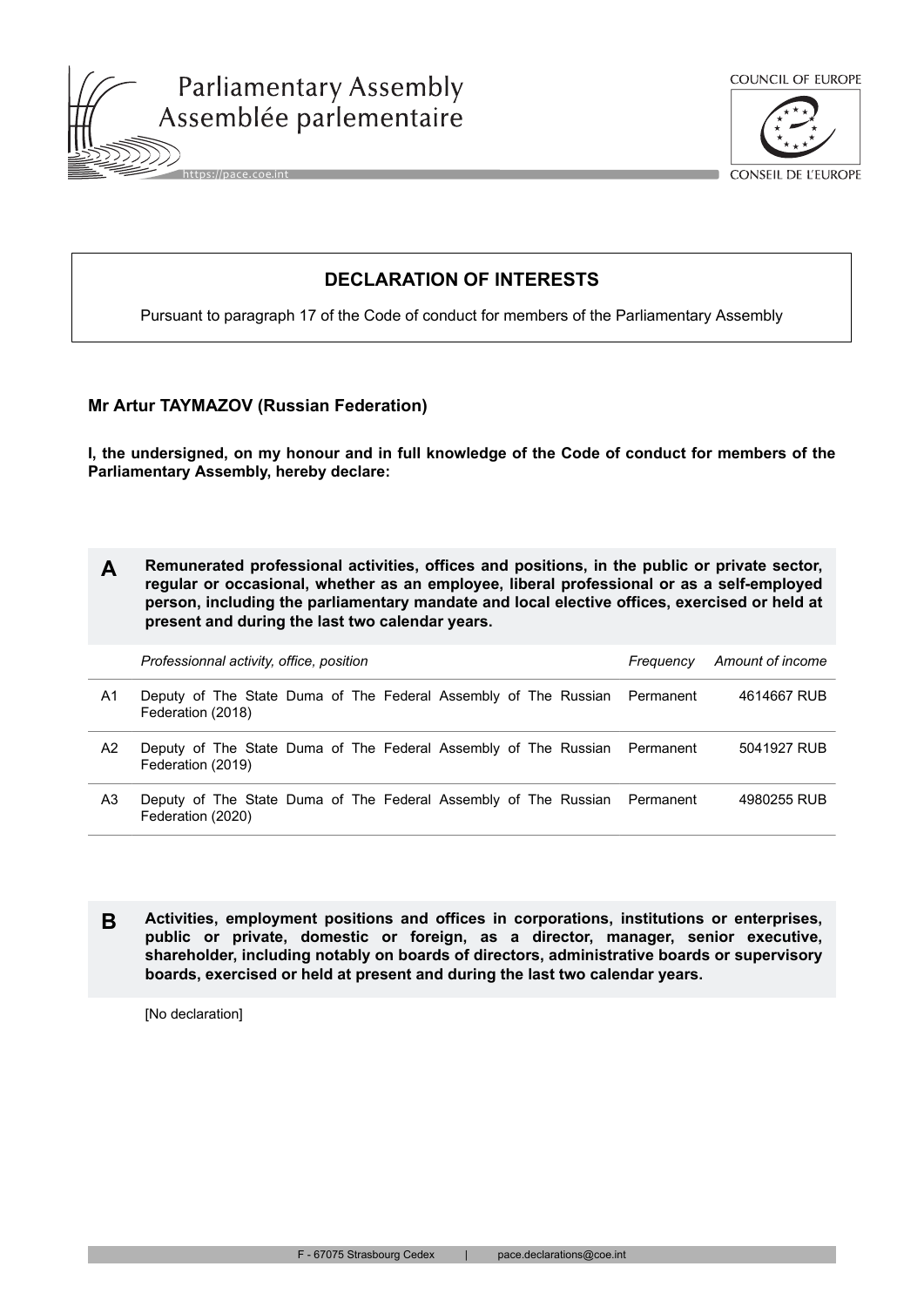Parliamentary Assembly
Assemblée parlementaire

COUNCIL OF EUROPE
CONSEIL DE L'EUROPE

# DECLARATION OF INTERESTS

Pursuant to paragraph 17 of the Code of conduct for members of the Parliamentary Assembly

**Mr Artur TAYMAZOV (Russian Federation)**

**I, the undersigned, on my honour and in full knowledge of the Code of conduct for members of the Parliamentary Assembly, hereby declare:**

## A Remunerated professional activities, offices and positions, in the public or private sector, regular or occasional, whether as an employee, liberal professional or as a self-employed person, including the parliamentary mandate and local elective offices, exercised or held at present and during the last two calendar years.

| | *Professionnal activity, office, position* | *Frequency* | *Amount of income* |
|---|---|---|---|
| A1 | Deputy of The State Duma of The Federal Assembly of The Russian Federation (2018) | Permanent | 4614667 RUB |
| A2 | Deputy of The State Duma of The Federal Assembly of The Russian Federation (2019) | Permanent | 5041927 RUB |
| A3 | Deputy of The State Duma of The Federal Assembly of The Russian Federation (2020) | Permanent | 4980255 RUB |

## B Activities, employment positions and offices in corporations, institutions or enterprises, public or private, domestic or foreign, as a director, manager, senior executive, shareholder, including notably on boards of directors, administrative boards or supervisory boards, exercised or held at present and during the last two calendar years.

[No declaration]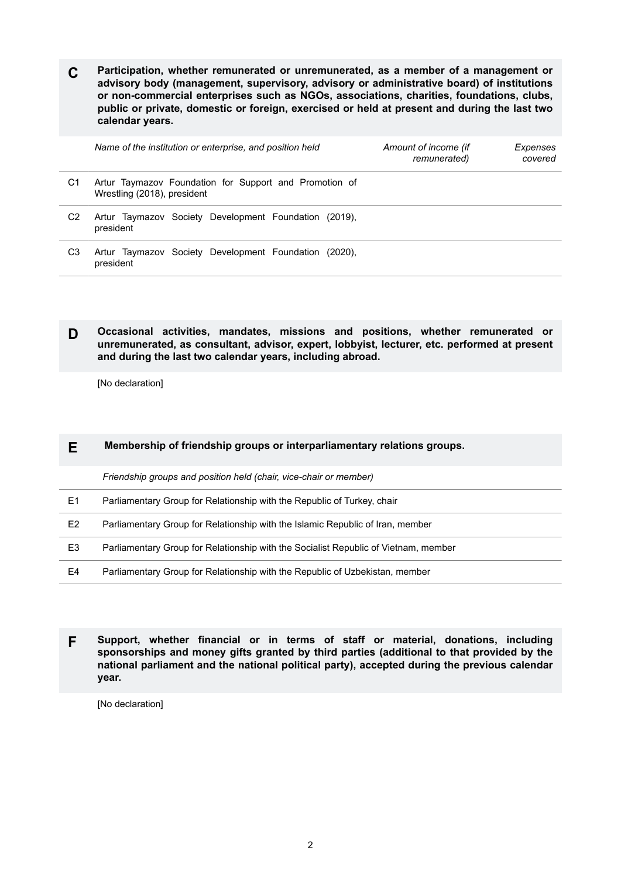## C Participation, whether remunerated or unremunerated, as a member of a management or advisory body (management, supervisory, advisory or administrative board) of institutions or non-commercial enterprises such as NGOs, associations, charities, foundations, clubs, public or private, domestic or foreign, exercised or held at present and during the last two calendar years.

| | *Name of the institution or enterprise, and position held* | *Amount of income (if remunerated)* | *Expenses covered* |
|---|---|---|---|
| C1 | Artur Taymazov Foundation for Support and Promotion of Wrestling (2018), president | | |
| C2 | Artur Taymazov Society Development Foundation (2019), president | | |
| C3 | Artur Taymazov Society Development Foundation (2020), president | | |

## D Occasional activities, mandates, missions and positions, whether remunerated or unremunerated, as consultant, advisor, expert, lobbyist, lecturer, etc. performed at present and during the last two calendar years, including abroad.

[No declaration]

## E Membership of friendship groups or interparliamentary relations groups.

| | *Friendship groups and position held (chair, vice-chair or member)* |
|---|---|
| E1 | Parliamentary Group for Relationship with the Republic of Turkey, chair |
| E2 | Parliamentary Group for Relationship with the Islamic Republic of Iran, member |
| E3 | Parliamentary Group for Relationship with the Socialist Republic of Vietnam, member |
| E4 | Parliamentary Group for Relationship with the Republic of Uzbekistan, member |

## F Support, whether financial or in terms of staff or material, donations, including sponsorships and money gifts granted by third parties (additional to that provided by the national parliament and the national political party), accepted during the previous calendar year.

[No declaration]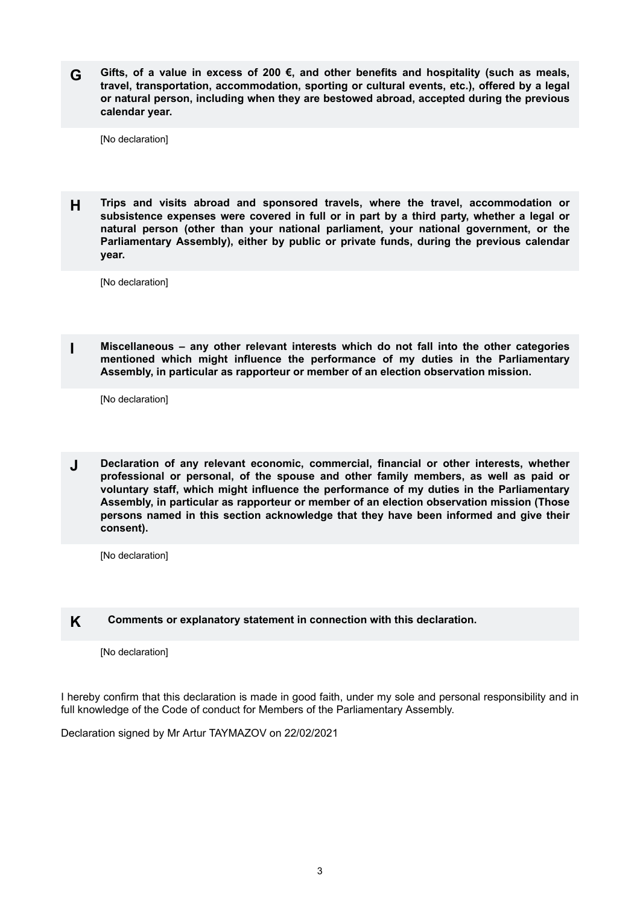**G** **Gifts, of a value in excess of 200 €, and other benefits and hospitality (such as meals, travel, transportation, accommodation, sporting or cultural events, etc.), offered by a legal or natural person, including when they are bestowed abroad, accepted during the previous calendar year.**

[No declaration]

**H** **Trips and visits abroad and sponsored travels, where the travel, accommodation or subsistence expenses were covered in full or in part by a third party, whether a legal or natural person (other than your national parliament, your national government, or the Parliamentary Assembly), either by public or private funds, during the previous calendar year.**

[No declaration]

**I** **Miscellaneous – any other relevant interests which do not fall into the other categories mentioned which might influence the performance of my duties in the Parliamentary Assembly, in particular as rapporteur or member of an election observation mission.**

[No declaration]

**J** **Declaration of any relevant economic, commercial, financial or other interests, whether professional or personal, of the spouse and other family members, as well as paid or voluntary staff, which might influence the performance of my duties in the Parliamentary Assembly, in particular as rapporteur or member of an election observation mission (Those persons named in this section acknowledge that they have been informed and give their consent).**

[No declaration]

**K** **Comments or explanatory statement in connection with this declaration.**

[No declaration]

I hereby confirm that this declaration is made in good faith, under my sole and personal responsibility and in full knowledge of the Code of conduct for Members of the Parliamentary Assembly.

Declaration signed by Mr Artur TAYMAZOV on 22/02/2021